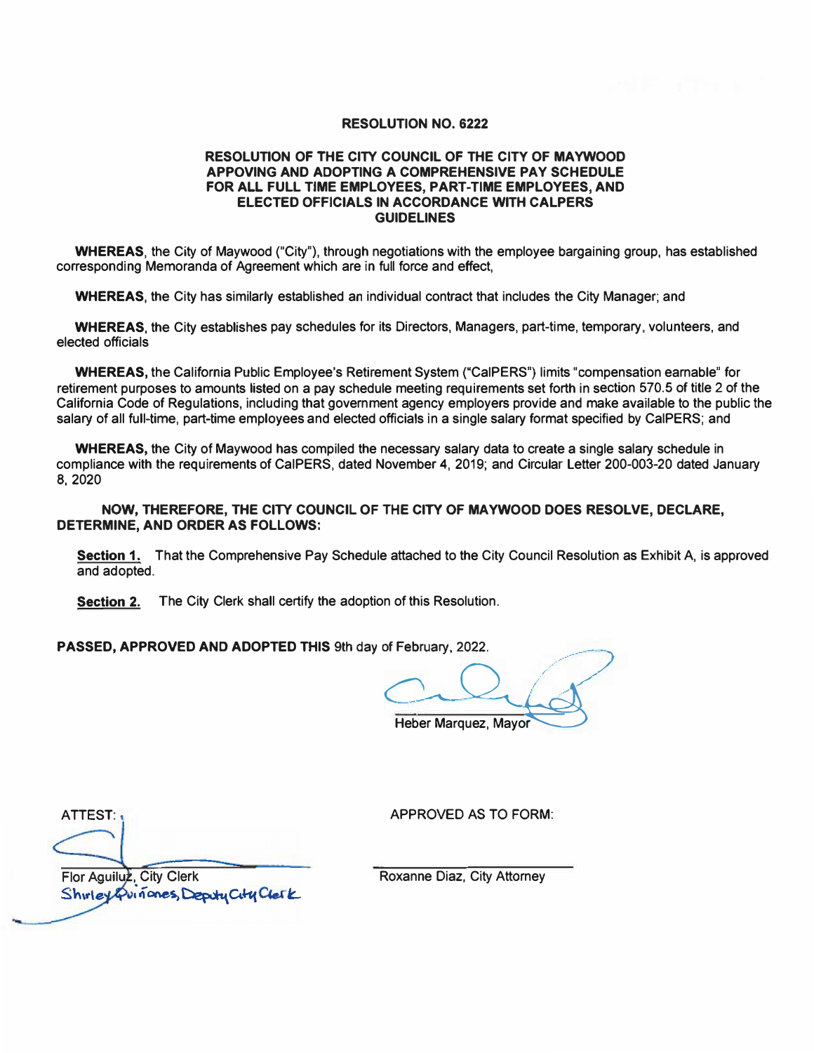# RESOLUTION NO. 6222

## RESOLUTION OF THE CITY COUNCIL OF THE CITY OF MAYWOOD APPOVING AND ADOPTING A COMPREHENSIVE PAY SCHEDULE FOR ALL FULL TIME EMPLOYEES, PART-TIME EMPLOYEES, AND ELECTED OFFICIALS IN ACCORDANCE WITH CALPERS GUIDELINES

**WHEREAS**, the City of Maywood ("City"), through negotiations with the employee bargaining group, has established corresponding Memoranda of Agreement which are in full force and effect,

**WHEREAS**, the City has similarly established an individual contract that includes the City Manager; and

**WHEREAS**, the City establishes pay schedules for its Directors, Managers, part-time, temporary, volunteers, and elected officials

**WHEREAS,** the California Public Employee's Retirement System ("CalPERS") limits "compensation earnable" for retirement purposes to amounts listed on a pay schedule meeting requirements set forth in section 570.5 of title 2 of the California Code of Regulations, including that government agency employers provide and make available to the public the salary of all full-time, part-time employees and elected officials in a single salary format specified by CalPERS; and

**WHEREAS,** the City of Maywood has compiled the necessary salary data to create a single salary schedule in compliance with the requirements of CalPERS, dated November 4, 2019; and Circular Letter 200-003-20 dated January 8, 2020

**NOW, THEREFORE, THE CITY COUNCIL OF THE CITY OF MAYWOOD DOES RESOLVE, DECLARE, DETERMINE, AND ORDER AS FOLLOWS:**

**Section 1.** That the Comprehensive Pay Schedule attached to the City Council Resolution as Exhibit A, is approved and adopted.

**Section 2.** The City Clerk shall certify the adoption of this Resolution.

**PASSED, APPROVED AND ADOPTED THIS** 9th day of February, 2022.

Heber Marquez, Mayor

ATTEST:

Flor Aguiluz, City Clerk
Shirley Quiñones, Deputy City Clerk

APPROVED AS TO FORM:

Roxanne Diaz, City Attorney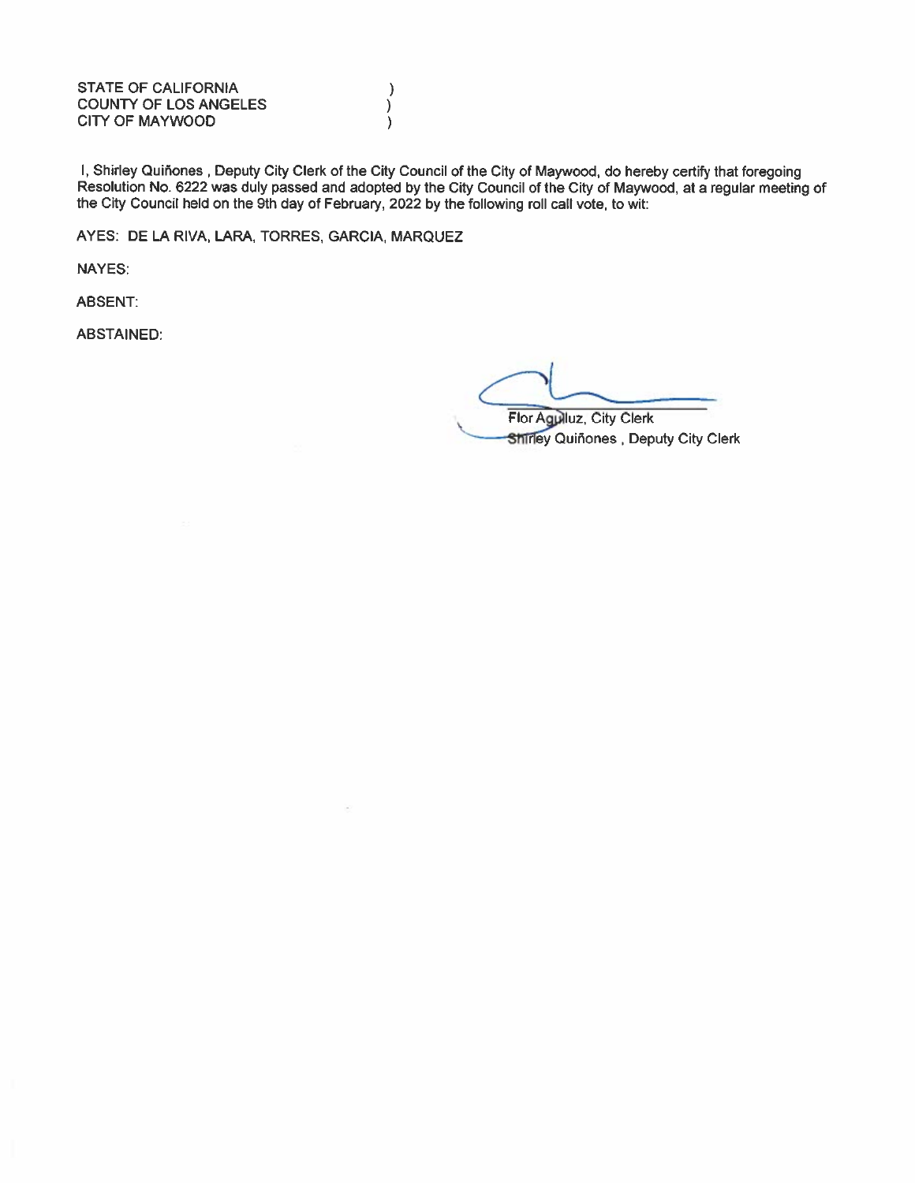STATE OF CALIFORNIA )
COUNTY OF LOS ANGELES )
CITY OF MAYWOOD )

I, Shirley Quiñones , Deputy City Clerk of the City Council of the City of Maywood, do hereby certify that foregoing Resolution No. 6222 was duly passed and adopted by the City Council of the City of Maywood, at a regular meeting of the City Council held on the 9th day of February, 2022 by the following roll call vote, to wit:

AYES: DE LA RIVA, LARA, TORRES, GARCIA, MARQUEZ

NAYES:

ABSENT:

ABSTAINED:

~~Flor Aguiluz, City Clerk~~
Shirley Quiñones , Deputy City Clerk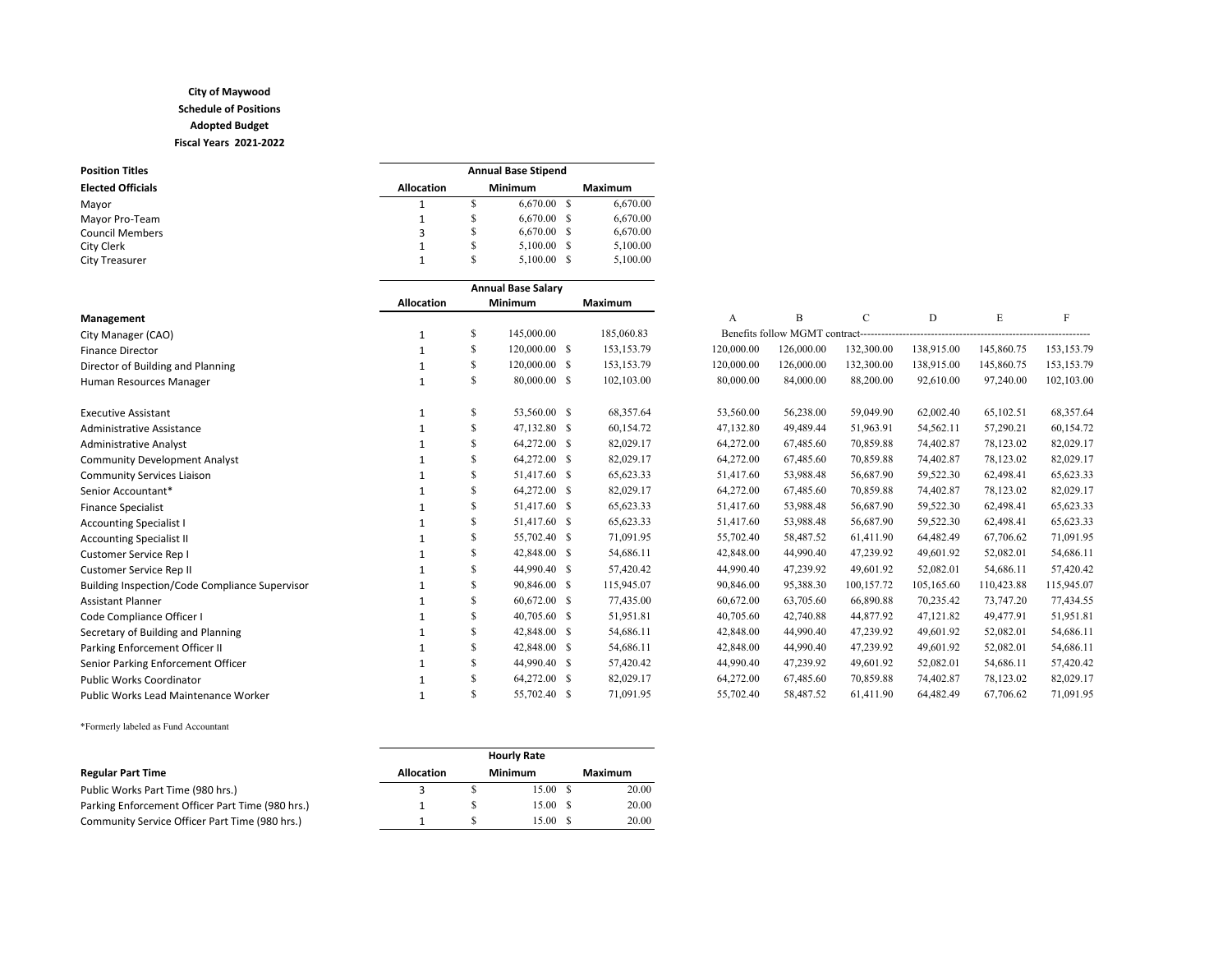**City of Maywood**

**Schedule of Positions**

**Adopted Budget**

**Fiscal Years 2021-2022**

| **Position Titles** | | Annual Base Stipend | |
|---|---|---|---|
| **Elected Officials** | **Allocation** | **Minimum** | **Maximum** |
| Mayor | 1 | $ 6,670.00 | $ 6,670.00 |
| Mayor Pro-Team | 1 | $ 6,670.00 | $ 6,670.00 |
| Council Members | 3 | $ 6,670.00 | $ 6,670.00 |
| City Clerk | 1 | $ 5,100.00 | $ 5,100.00 |
| City Treasurer | 1 | $ 5,100.00 | $ 5,100.00 |

| | | Annual Base Salary | | | | | | | |
|---|---|---|---|---|---|---|---|---|---|
| | **Allocation** | **Minimum** | **Maximum** | | | | | | |
| **Management** | | | | A | B | C | D | E | F |
| City Manager (CAO) | 1 | $ 145,000.00 | 185,060.83 | Benefits follow MGMT contract------------------------------------------------------------------ | | | | | |
| Finance Director | 1 | $ 120,000.00 | $ 153,153.79 | 120,000.00 | 126,000.00 | 132,300.00 | 138,915.00 | 145,860.75 | 153,153.79 |
| Director of Building and Planning | 1 | $ 120,000.00 | $ 153,153.79 | 120,000.00 | 126,000.00 | 132,300.00 | 138,915.00 | 145,860.75 | 153,153.79 |
| Human Resources Manager | 1 | $ 80,000.00 | $ 102,103.00 | 80,000.00 | 84,000.00 | 88,200.00 | 92,610.00 | 97,240.00 | 102,103.00 |
| Executive Assistant | 1 | $ 53,560.00 | $ 68,357.64 | 53,560.00 | 56,238.00 | 59,049.90 | 62,002.40 | 65,102.51 | 68,357.64 |
| Administrative Assistance | 1 | $ 47,132.80 | $ 60,154.72 | 47,132.80 | 49,489.44 | 51,963.91 | 54,562.11 | 57,290.21 | 60,154.72 |
| Administrative Analyst | 1 | $ 64,272.00 | $ 82,029.17 | 64,272.00 | 67,485.60 | 70,859.88 | 74,402.87 | 78,123.02 | 82,029.17 |
| Community Development Analyst | 1 | $ 64,272.00 | $ 82,029.17 | 64,272.00 | 67,485.60 | 70,859.88 | 74,402.87 | 78,123.02 | 82,029.17 |
| Community Services Liaison | 1 | $ 51,417.60 | $ 65,623.33 | 51,417.60 | 53,988.48 | 56,687.90 | 59,522.30 | 62,498.41 | 65,623.33 |
| Senior Accountant* | 1 | $ 64,272.00 | $ 82,029.17 | 64,272.00 | 67,485.60 | 70,859.88 | 74,402.87 | 78,123.02 | 82,029.17 |
| Finance Specialist | 1 | $ 51,417.60 | $ 65,623.33 | 51,417.60 | 53,988.48 | 56,687.90 | 59,522.30 | 62,498.41 | 65,623.33 |
| Accounting Specialist I | 1 | $ 51,417.60 | $ 65,623.33 | 51,417.60 | 53,988.48 | 56,687.90 | 59,522.30 | 62,498.41 | 65,623.33 |
| Accounting Specialist II | 1 | $ 55,702.40 | $ 71,091.95 | 55,702.40 | 58,487.52 | 61,411.90 | 64,482.49 | 67,706.62 | 71,091.95 |
| Customer Service Rep I | 1 | $ 42,848.00 | $ 54,686.11 | 42,848.00 | 44,990.40 | 47,239.92 | 49,601.92 | 52,082.01 | 54,686.11 |
| Customer Service Rep II | 1 | $ 44,990.40 | $ 57,420.42 | 44,990.40 | 47,239.92 | 49,601.92 | 52,082.01 | 54,686.11 | 57,420.42 |
| Building Inspection/Code Compliance Supervisor | 1 | $ 90,846.00 | $ 115,945.07 | 90,846.00 | 95,388.30 | 100,157.72 | 105,165.60 | 110,423.88 | 115,945.07 |
| Assistant Planner | 1 | $ 60,672.00 | $ 77,435.00 | 60,672.00 | 63,705.60 | 66,890.88 | 70,235.42 | 73,747.20 | 77,434.55 |
| Code Compliance Officer I | 1 | $ 40,705.60 | $ 51,951.81 | 40,705.60 | 42,740.88 | 44,877.92 | 47,121.82 | 49,477.91 | 51,951.81 |
| Secretary of Building and Planning | 1 | $ 42,848.00 | $ 54,686.11 | 42,848.00 | 44,990.40 | 47,239.92 | 49,601.92 | 52,082.01 | 54,686.11 |
| Parking Enforcement Officer II | 1 | $ 42,848.00 | $ 54,686.11 | 42,848.00 | 44,990.40 | 47,239.92 | 49,601.92 | 52,082.01 | 54,686.11 |
| Senior Parking Enforcement Officer | 1 | $ 44,990.40 | $ 57,420.42 | 44,990.40 | 47,239.92 | 49,601.92 | 52,082.01 | 54,686.11 | 57,420.42 |
| Public Works Coordinator | 1 | $ 64,272.00 | $ 82,029.17 | 64,272.00 | 67,485.60 | 70,859.88 | 74,402.87 | 78,123.02 | 82,029.17 |
| Public Works Lead Maintenance Worker | 1 | $ 55,702.40 | $ 71,091.95 | 55,702.40 | 58,487.52 | 61,411.90 | 64,482.49 | 67,706.62 | 71,091.95 |

*Formerly labeled as Fund Accountant

| | | Hourly Rate | |
|---|---|---|---|
| **Regular Part Time** | **Allocation** | **Minimum** | **Maximum** |
| Public Works Part Time (980 hrs.) | 3 | $ 15.00 | $ 20.00 |
| Parking Enforcement Officer Part Time (980 hrs.) | 1 | $ 15.00 | $ 20.00 |
| Community Service Officer Part Time (980 hrs.) | 1 | $ 15.00 | $ 20.00 |